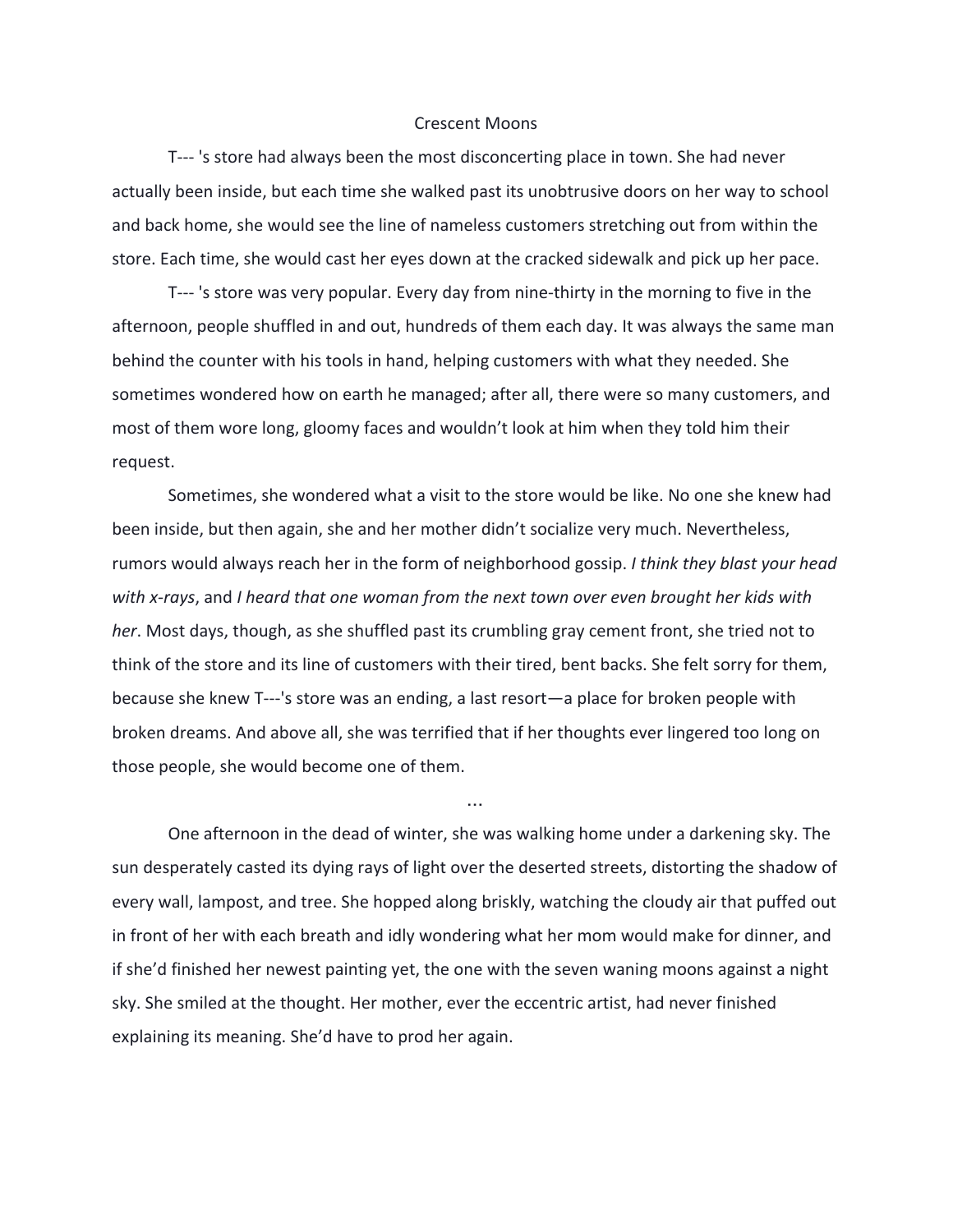# Crescent Moons

T--- 's store had always been the most disconcerting place in town. She had never actually been inside, but each time she walked past its unobtrusive doors on her way to school and back home, she would see the line of nameless customers stretching out from within the store. Each time, she would cast her eyes down at the cracked sidewalk and pick up her pace.

T--- 's store was very popular. Every day from nine-thirty in the morning to five in the afternoon, people shuffled in and out, hundreds of them each day. It was always the same man behind the counter with his tools in hand, helping customers with what they needed. She sometimes wondered how on earth he managed; after all, there were so many customers, and most of them wore long, gloomy faces and wouldn't look at him when they told him their request.

Sometimes, she wondered what a visit to the store would be like. No one she knew had been inside, but then again, she and her mother didn't socialize very much. Nevertheless, rumors would always reach her in the form of neighborhood gossip. *I think they blast your head with x-rays*, and *I heard that one woman from the next town over even brought her kids with her*. Most days, though, as she shuffled past its crumbling gray cement front, she tried not to think of the store and its line of customers with their tired, bent backs. She felt sorry for them, because she knew T---'s store was an ending, a last resort—a place for broken people with broken dreams. And above all, she was terrified that if her thoughts ever lingered too long on those people, she would become one of them.

...

One afternoon in the dead of winter, she was walking home under a darkening sky. The sun desperately casted its dying rays of light over the deserted streets, distorting the shadow of every wall, lampost, and tree. She hopped along briskly, watching the cloudy air that puffed out in front of her with each breath and idly wondering what her mom would make for dinner, and if she'd finished her newest painting yet, the one with the seven waning moons against a night sky. She smiled at the thought. Her mother, ever the eccentric artist, had never finished explaining its meaning. She'd have to prod her again.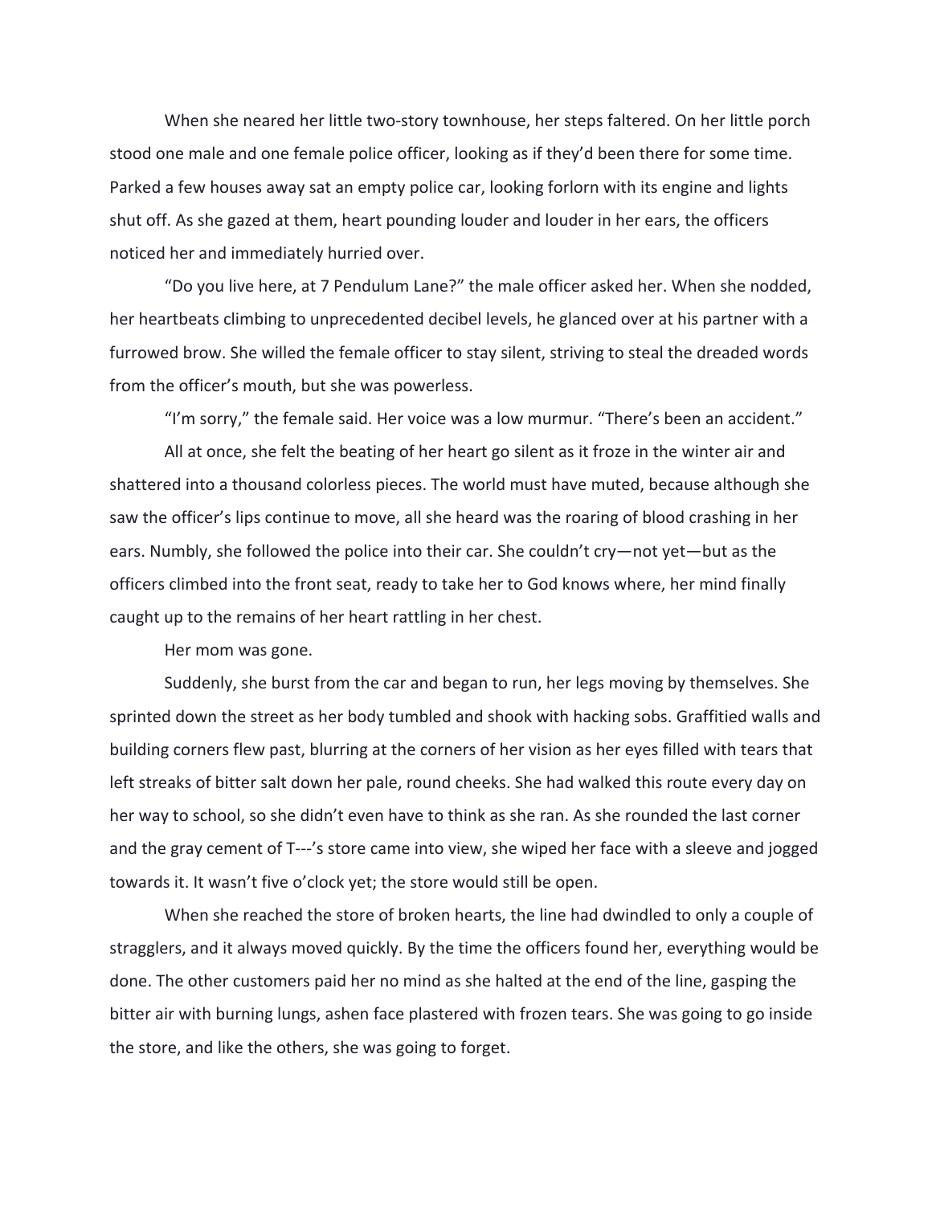When she neared her little two-story townhouse, her steps faltered. On her little porch stood one male and one female police officer, looking as if they'd been there for some time. Parked a few houses away sat an empty police car, looking forlorn with its engine and lights shut off. As she gazed at them, heart pounding louder and louder in her ears, the officers noticed her and immediately hurried over.

"Do you live here, at 7 Pendulum Lane?" the male officer asked her. When she nodded, her heartbeats climbing to unprecedented decibel levels, he glanced over at his partner with a furrowed brow. She willed the female officer to stay silent, striving to steal the dreaded words from the officer's mouth, but she was powerless.

"I'm sorry," the female said. Her voice was a low murmur. "There's been an accident."

All at once, she felt the beating of her heart go silent as it froze in the winter air and shattered into a thousand colorless pieces. The world must have muted, because although she saw the officer's lips continue to move, all she heard was the roaring of blood crashing in her ears. Numbly, she followed the police into their car. She couldn't cry—not yet—but as the officers climbed into the front seat, ready to take her to God knows where, her mind finally caught up to the remains of her heart rattling in her chest.

Her mom was gone.

Suddenly, she burst from the car and began to run, her legs moving by themselves. She sprinted down the street as her body tumbled and shook with hacking sobs. Graffitied walls and building corners flew past, blurring at the corners of her vision as her eyes filled with tears that left streaks of bitter salt down her pale, round cheeks. She had walked this route every day on her way to school, so she didn't even have to think as she ran. As she rounded the last corner and the gray cement of T---'s store came into view, she wiped her face with a sleeve and jogged towards it. It wasn't five o'clock yet; the store would still be open.

When she reached the store of broken hearts, the line had dwindled to only a couple of stragglers, and it always moved quickly. By the time the officers found her, everything would be done. The other customers paid her no mind as she halted at the end of the line, gasping the bitter air with burning lungs, ashen face plastered with frozen tears. She was going to go inside the store, and like the others, she was going to forget.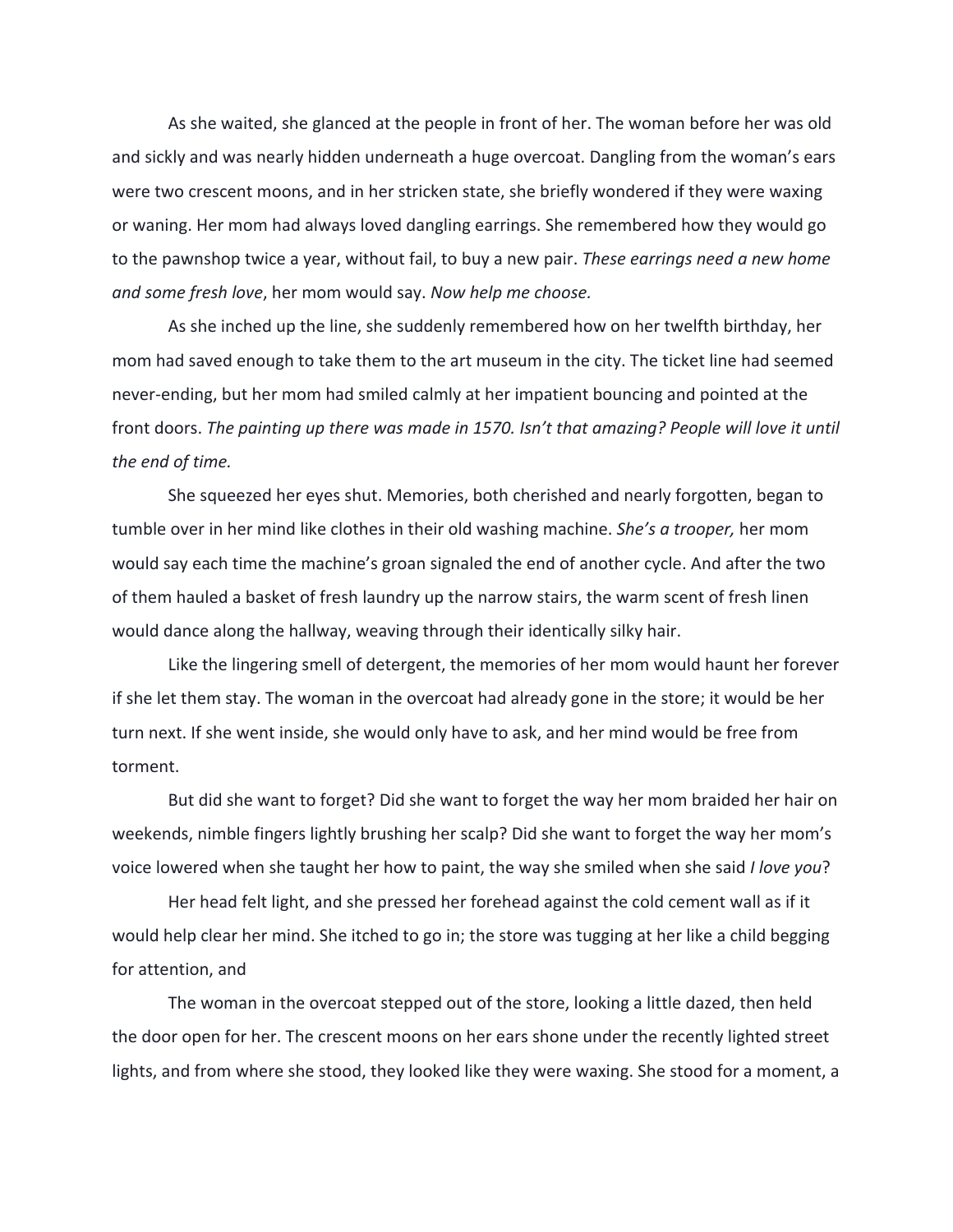As she waited, she glanced at the people in front of her. The woman before her was old and sickly and was nearly hidden underneath a huge overcoat. Dangling from the woman's ears were two crescent moons, and in her stricken state, she briefly wondered if they were waxing or waning. Her mom had always loved dangling earrings. She remembered how they would go to the pawnshop twice a year, without fail, to buy a new pair. *These earrings need a new home and some fresh love*, her mom would say. *Now help me choose.*

As she inched up the line, she suddenly remembered how on her twelfth birthday, her mom had saved enough to take them to the art museum in the city. The ticket line had seemed never-ending, but her mom had smiled calmly at her impatient bouncing and pointed at the front doors. *The painting up there was made in 1570. Isn't that amazing? People will love it until the end of time.*

She squeezed her eyes shut. Memories, both cherished and nearly forgotten, began to tumble over in her mind like clothes in their old washing machine. *She's a trooper,* her mom would say each time the machine's groan signaled the end of another cycle. And after the two of them hauled a basket of fresh laundry up the narrow stairs, the warm scent of fresh linen would dance along the hallway, weaving through their identically silky hair.

Like the lingering smell of detergent, the memories of her mom would haunt her forever if she let them stay. The woman in the overcoat had already gone in the store; it would be her turn next. If she went inside, she would only have to ask, and her mind would be free from torment.

But did she want to forget? Did she want to forget the way her mom braided her hair on weekends, nimble fingers lightly brushing her scalp? Did she want to forget the way her mom's voice lowered when she taught her how to paint, the way she smiled when she said *I love you*?

Her head felt light, and she pressed her forehead against the cold cement wall as if it would help clear her mind. She itched to go in; the store was tugging at her like a child begging for attention, and

The woman in the overcoat stepped out of the store, looking a little dazed, then held the door open for her. The crescent moons on her ears shone under the recently lighted street lights, and from where she stood, they looked like they were waxing. She stood for a moment, a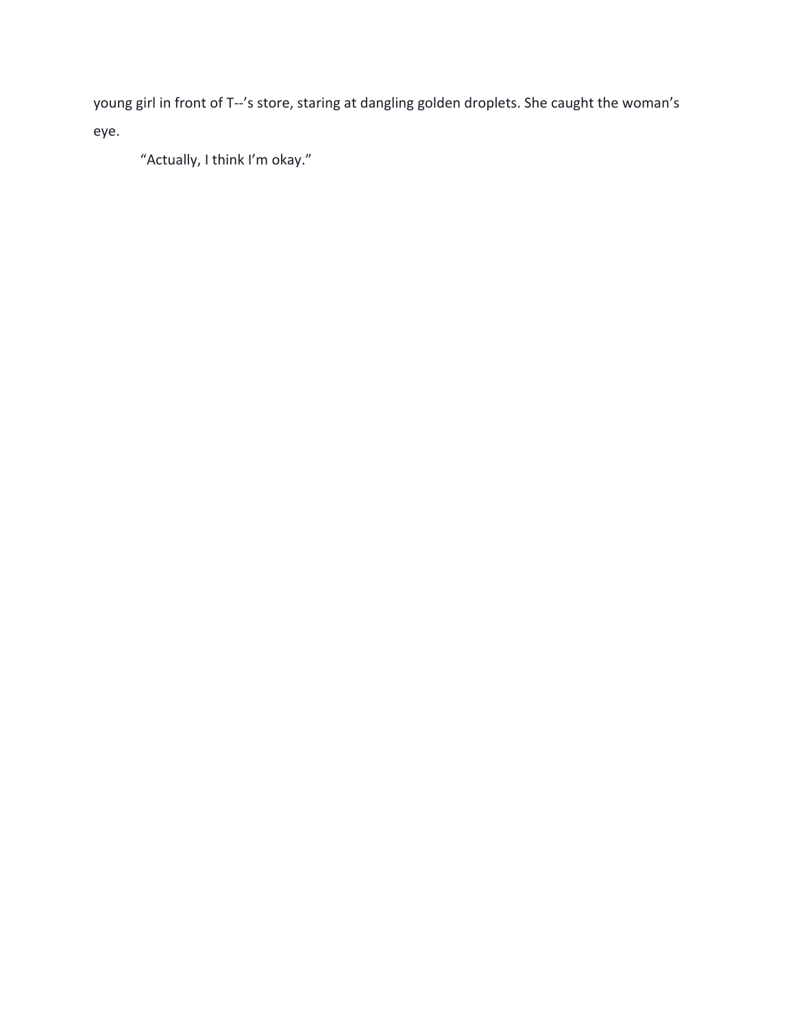young girl in front of T--'s store, staring at dangling golden droplets. She caught the woman's eye.

"Actually, I think I'm okay."